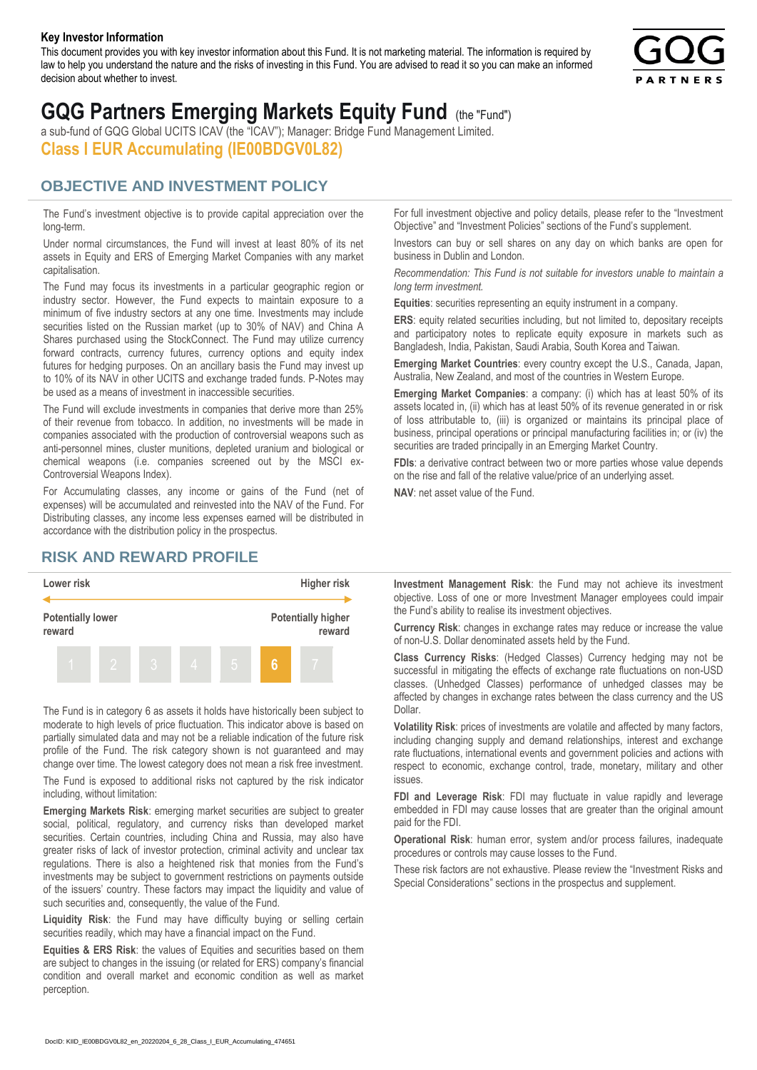**Key Investor Information**

This document provides you with key investor information about this Fund. It is not marketing material. The information is required by law to help you understand the nature and the risks of investing in this Fund. You are advised to read it so you can make an informed decision about whether to invest.

# GQG Partners Emerging Markets Equity Fund (the "Fund")

a sub-fund of GQG Global UCITS ICAV (the "ICAV"); Manager: Bridge Fund Management Limited.

## Class I EUR Accumulating (IE00BDGV0L82)

## OBJECTIVE AND INVESTMENT POLICY

The Fund's investment objective is to provide capital appreciation over the long-term.

Under normal circumstances, the Fund will invest at least 80% of its net assets in Equity and ERS of Emerging Market Companies with any market capitalisation.

The Fund may focus its investments in a particular geographic region or industry sector. However, the Fund expects to maintain exposure to a minimum of five industry sectors at any one time. Investments may include securities listed on the Russian market (up to 30% of NAV) and China A Shares purchased using the StockConnect. The Fund may utilize currency forward contracts, currency futures, currency options and equity index futures for hedging purposes. On an ancillary basis the Fund may invest up to 10% of its NAV in other UCITS and exchange traded funds. P-Notes may be used as a means of investment in inaccessible securities.

The Fund will exclude investments in companies that derive more than 25% of their revenue from tobacco. In addition, no investments will be made in companies associated with the production of controversial weapons such as anti-personnel mines, cluster munitions, depleted uranium and biological or chemical weapons (i.e. companies screened out by the MSCI ex-Controversial Weapons Index).

For Accumulating classes, any income or gains of the Fund (net of expenses) will be accumulated and reinvested into the NAV of the Fund. For Distributing classes, any income less expenses earned will be distributed in accordance with the distribution policy in the prospectus.

For full investment objective and policy details, please refer to the "Investment Objective" and "Investment Policies" sections of the Fund's supplement.

Investors can buy or sell shares on any day on which banks are open for business in Dublin and London.

*Recommendation: This Fund is not suitable for investors unable to maintain a long term investment.*

**Equities**: securities representing an equity instrument in a company.

**ERS**: equity related securities including, but not limited to, depositary receipts and participatory notes to replicate equity exposure in markets such as Bangladesh, India, Pakistan, Saudi Arabia, South Korea and Taiwan.

**Emerging Market Countries**: every country except the U.S., Canada, Japan, Australia, New Zealand, and most of the countries in Western Europe.

**Emerging Market Companies**: a company: (i) which has at least 50% of its assets located in, (ii) which has at least 50% of its revenue generated in or risk of loss attributable to, (iii) is organized or maintains its principal place of business, principal operations or principal manufacturing facilities in; or (iv) the securities are traded principally in an Emerging Market Country.

**FDIs**: a derivative contract between two or more parties whose value depends on the rise and fall of the relative value/price of an underlying asset.

**NAV**: net asset value of the Fund.

## RISK AND REWARD PROFILE

| Lower risk | | | | | | Higher risk |
|---|---|---|---|---|---|---|
| Potentially lower reward | | | | | | Potentially higher reward |
| 1 | 2 | 3 | 4 | 5 | **6** | 7 |

The Fund is in category 6 as assets it holds have historically been subject to moderate to high levels of price fluctuation. This indicator above is based on partially simulated data and may not be a reliable indication of the future risk profile of the Fund. The risk category shown is not guaranteed and may change over time. The lowest category does not mean a risk free investment.

The Fund is exposed to additional risks not captured by the risk indicator including, without limitation:

**Emerging Markets Risk**: emerging market securities are subject to greater social, political, regulatory, and currency risks than developed market securities. Certain countries, including China and Russia, may also have greater risks of lack of investor protection, criminal activity and unclear tax regulations. There is also a heightened risk that monies from the Fund's investments may be subject to government restrictions on payments outside of the issuers' country. These factors may impact the liquidity and value of such securities and, consequently, the value of the Fund.

**Liquidity Risk**: the Fund may have difficulty buying or selling certain securities readily, which may have a financial impact on the Fund.

**Equities & ERS Risk**: the values of Equities and securities based on them are subject to changes in the issuing (or related for ERS) company's financial condition and overall market and economic condition as well as market perception.

**Investment Management Risk**: the Fund may not achieve its investment objective. Loss of one or more Investment Manager employees could impair the Fund's ability to realise its investment objectives.

**Currency Risk**: changes in exchange rates may reduce or increase the value of non-U.S. Dollar denominated assets held by the Fund.

**Class Currency Risks**: (Hedged Classes) Currency hedging may not be successful in mitigating the effects of exchange rate fluctuations on non-USD classes. (Unhedged Classes) performance of unhedged classes may be affected by changes in exchange rates between the class currency and the US Dollar.

**Volatility Risk**: prices of investments are volatile and affected by many factors, including changing supply and demand relationships, interest and exchange rate fluctuations, international events and government policies and actions with respect to economic, exchange control, trade, monetary, military and other issues.

**FDI and Leverage Risk**: FDI may fluctuate in value rapidly and leverage embedded in FDI may cause losses that are greater than the original amount paid for the FDI.

**Operational Risk**: human error, system and/or process failures, inadequate procedures or controls may cause losses to the Fund.

These risk factors are not exhaustive. Please review the "Investment Risks and Special Considerations" sections in the prospectus and supplement.

DocID: KIID_IE00BDGV0L82_en_20220204_6_28_Class_I_EUR_Accumulating_474651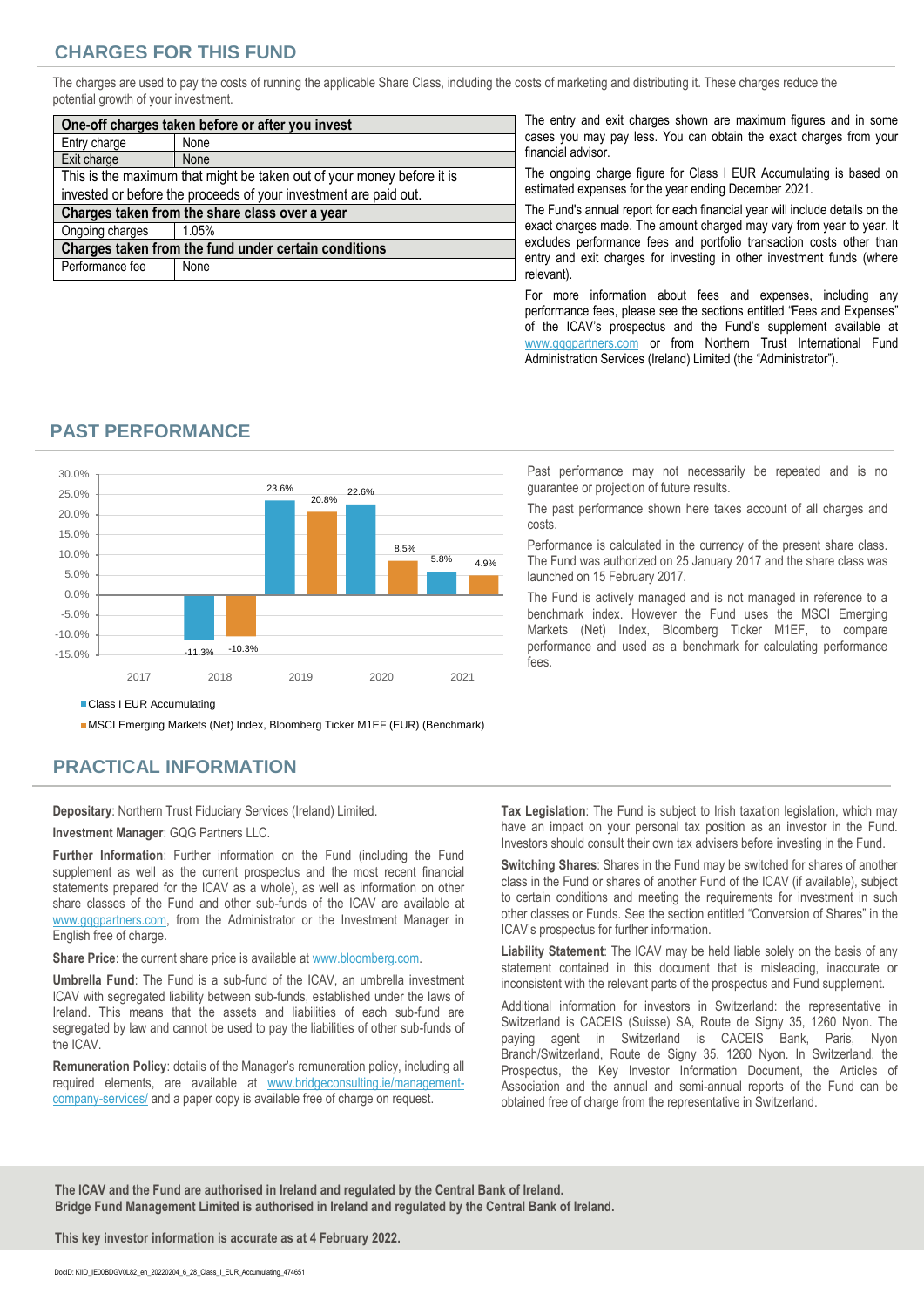## CHARGES FOR THIS FUND

The charges are used to pay the costs of running the applicable Share Class, including the costs of marketing and distributing it. These charges reduce the potential growth of your investment.

| One-off charges taken before or after you invest | |
|---|---|
| Entry charge | None |
| Exit charge | None |
| This is the maximum that might be taken out of your money before it is invested or before the proceeds of your investment are paid out. | |
| **Charges taken from the share class over a year** | |
| Ongoing charges | 1.05% |
| **Charges taken from the fund under certain conditions** | |
| Performance fee | None |

The entry and exit charges shown are maximum figures and in some cases you may pay less. You can obtain the exact charges from your financial advisor.

The ongoing charge figure for Class I EUR Accumulating is based on estimated expenses for the year ending December 2021.

The Fund's annual report for each financial year will include details on the exact charges made. The amount charged may vary from year to year. It excludes performance fees and portfolio transaction costs other than entry and exit charges for investing in other investment funds (where relevant).

For more information about fees and expenses, including any performance fees, please see the sections entitled "Fees and Expenses" of the ICAV's prospectus and the Fund's supplement available at www.gqgpartners.com or from Northern Trust International Fund Administration Services (Ireland) Limited (the "Administrator").

## PAST PERFORMANCE

30.0%
25.0%
20.0%
15.0%
10.0%
5.0%
0.0%
-5.0%
-10.0%
-15.0%

2017
2018: -11.3% -10.3%
2019: 23.6% 20.8%
2020: 22.6% 8.5%
2021: 5.8% 4.9%

Class I EUR Accumulating

MSCI Emerging Markets (Net) Index, Bloomberg Ticker M1EF (EUR) (Benchmark)

Past performance may not necessarily be repeated and is no guarantee or projection of future results.

The past performance shown here takes account of all charges and costs.

Performance is calculated in the currency of the present share class. The Fund was authorized on 25 January 2017 and the share class was launched on 15 February 2017.

The Fund is actively managed and is not managed in reference to a benchmark index. However the Fund uses the MSCI Emerging Markets (Net) Index, Bloomberg Ticker M1EF, to compare performance and used as a benchmark for calculating performance fees.

## PRACTICAL INFORMATION

**Depositary**: Northern Trust Fiduciary Services (Ireland) Limited.

**Investment Manager**: GQG Partners LLC.

**Further Information**: Further information on the Fund (including the Fund supplement as well as the current prospectus and the most recent financial statements prepared for the ICAV as a whole), as well as information on other share classes of the Fund and other sub-funds of the ICAV are available at www.gqgpartners.com, from the Administrator or the Investment Manager in English free of charge.

**Share Price**: the current share price is available at www.bloomberg.com.

**Umbrella Fund**: The Fund is a sub-fund of the ICAV, an umbrella investment ICAV with segregated liability between sub-funds, established under the laws of Ireland. This means that the assets and liabilities of each sub-fund are segregated by law and cannot be used to pay the liabilities of other sub-funds of the ICAV.

**Remuneration Policy**: details of the Manager's remuneration policy, including all required elements, are available at www.bridgeconsulting.ie/management-company-services/ and a paper copy is available free of charge on request.

**Tax Legislation**: The Fund is subject to Irish taxation legislation, which may have an impact on your personal tax position as an investor in the Fund. Investors should consult their own tax advisers before investing in the Fund.

**Switching Shares**: Shares in the Fund may be switched for shares of another class in the Fund or shares of another Fund of the ICAV (if available), subject to certain conditions and meeting the requirements for investment in such other classes or Funds. See the section entitled "Conversion of Shares" in the ICAV's prospectus for further information.

**Liability Statement**: The ICAV may be held liable solely on the basis of any statement contained in this document that is misleading, inaccurate or inconsistent with the relevant parts of the prospectus and Fund supplement.

Additional information for investors in Switzerland: the representative in Switzerland is CACEIS (Suisse) SA, Route de Signy 35, 1260 Nyon. The paying agent in Switzerland is CACEIS Bank, Paris, Nyon Branch/Switzerland, Route de Signy 35, 1260 Nyon. In Switzerland, the Prospectus, the Key Investor Information Document, the Articles of Association and the annual and semi-annual reports of the Fund can be obtained free of charge from the representative in Switzerland.

**The ICAV and the Fund are authorised in Ireland and regulated by the Central Bank of Ireland.**
**Bridge Fund Management Limited is authorised in Ireland and regulated by the Central Bank of Ireland.**

**This key investor information is accurate as at 4 February 2022.**

DocID: KIID_IE00BDGV0L82_en_20220204_6_28_Class_I_EUR_Accumulating_474651